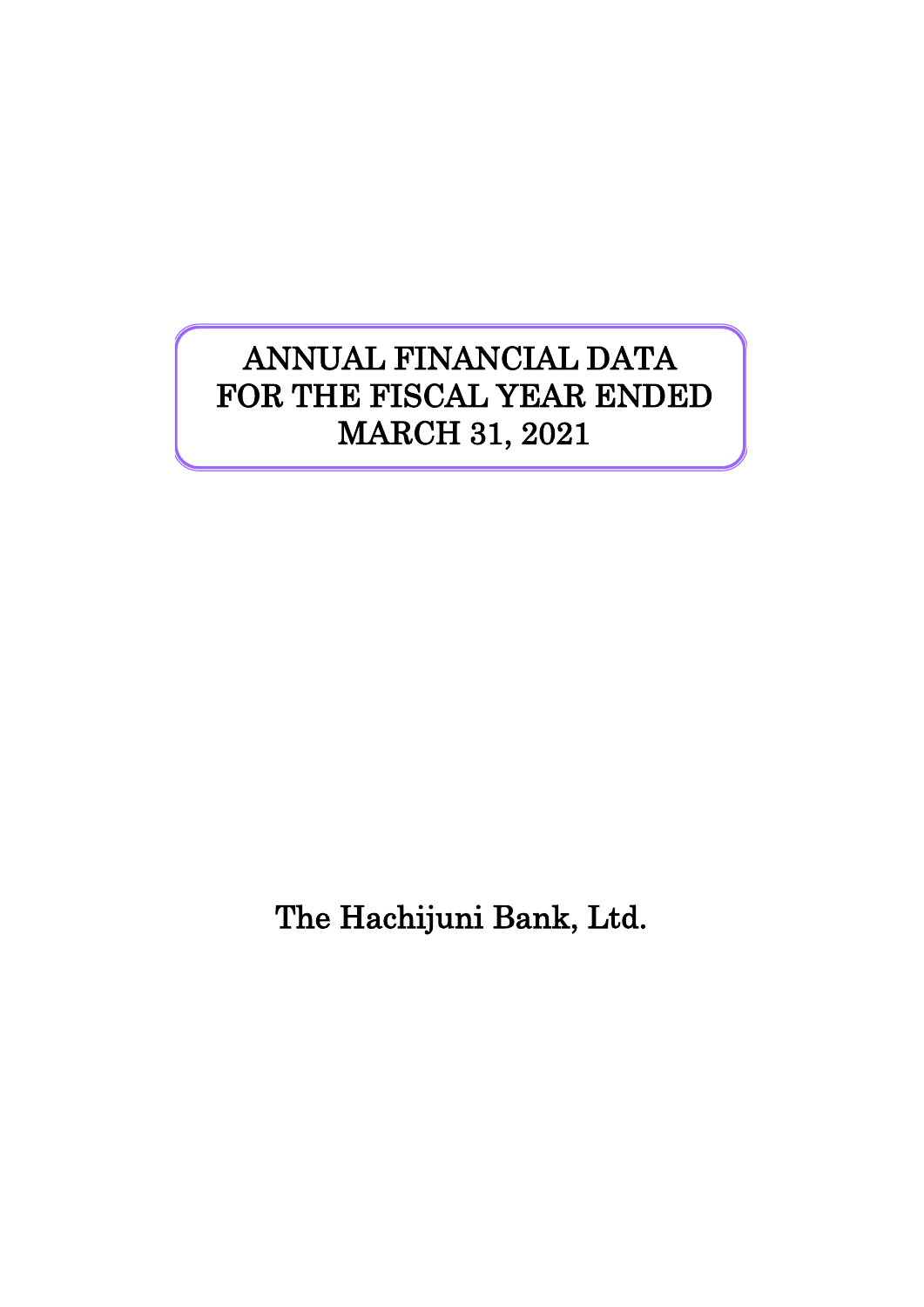# ANNUAL FINANCIAL DATA FOR THE FISCAL YEAR ENDED MARCH 31, 2021

The Hachijuni Bank, Ltd.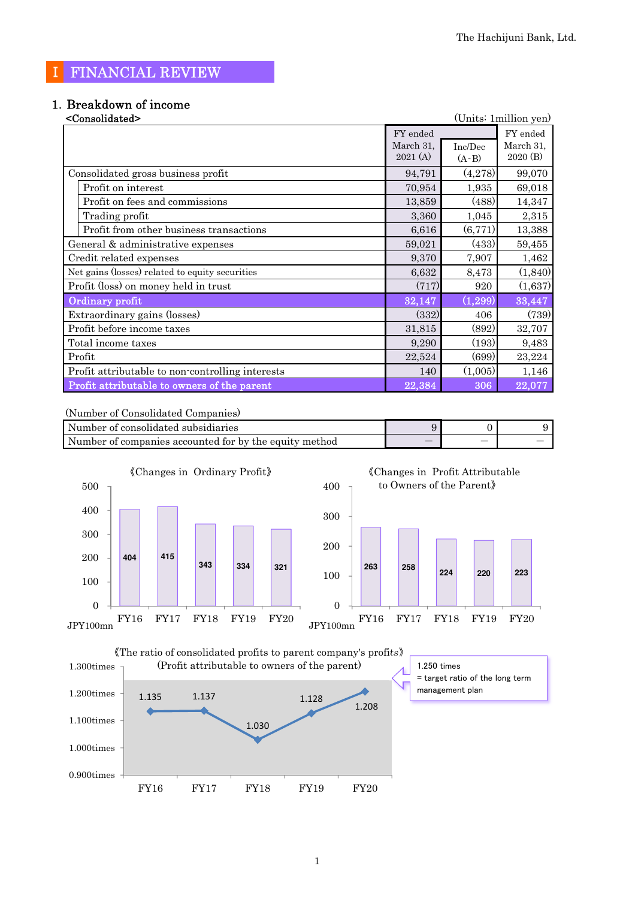# I FINANCIAL REVIEW

## 1. Breakdown of income

<Consolidated>

(Units: 1million yen)

| | FY ended March 31, 2021 (A) | Inc/Dec (A-B) | FY ended March 31, 2020 (B) |
|---|---|---|---|
| Consolidated gross business profit | 94,791 | (4,278) | 99,070 |
| Profit on interest | 70,954 | 1,935 | 69,018 |
| Profit on fees and commissions | 13,859 | (488) | 14,347 |
| Trading profit | 3,360 | 1,045 | 2,315 |
| Profit from other business transactions | 6,616 | (6,771) | 13,388 |
| General & administrative expenses | 59,021 | (433) | 59,455 |
| Credit related expenses | 9,370 | 7,907 | 1,462 |
| Net gains (losses) related to equity securities | 6,632 | 8,473 | (1,840) |
| Profit (loss) on money held in trust | (717) | 920 | (1,637) |
| **Ordinary profit** | **32,147** | **(1,299)** | **33,447** |
| Extraordinary gains (losses) | (332) | 406 | (739) |
| Profit before income taxes | 31,815 | (892) | 32,707 |
| Total income taxes | 9,290 | (193) | 9,483 |
| Profit | 22,524 | (699) | 23,224 |
| Profit attributable to non-controlling interests | 140 | (1,005) | 1,146 |
| **Profit attributable to owners of the parent** | **22,384** | **306** | **22,077** |

(Number of Consolidated Companies)

| | | | |
|---|---|---|---|
| Number of consolidated subsidiaries | 9 | 0 | 9 |
| Number of companies accounted for by the equity method | — | — | — |

《Changes in Ordinary Profit》

| | FY16 | FY17 | FY18 | FY19 | FY20 |
|---|---|---|---|---|---|
| JPY100mn | 404 | 415 | 343 | 334 | 321 |

《Changes in Profit Attributable to Owners of the Parent》

| | FY16 | FY17 | FY18 | FY19 | FY20 |
|---|---|---|---|---|---|
| JPY100mn | 263 | 258 | 224 | 220 | 223 |

《The ratio of consolidated profits to parent company's profits》
(Profit attributable to owners of the parent)

| | FY16 | FY17 | FY18 | FY19 | FY20 |
|---|---|---|---|---|---|
| times | 1.135 | 1.137 | 1.030 | 1.128 | 1.208 |

1.250 times
= target ratio of the long term management plan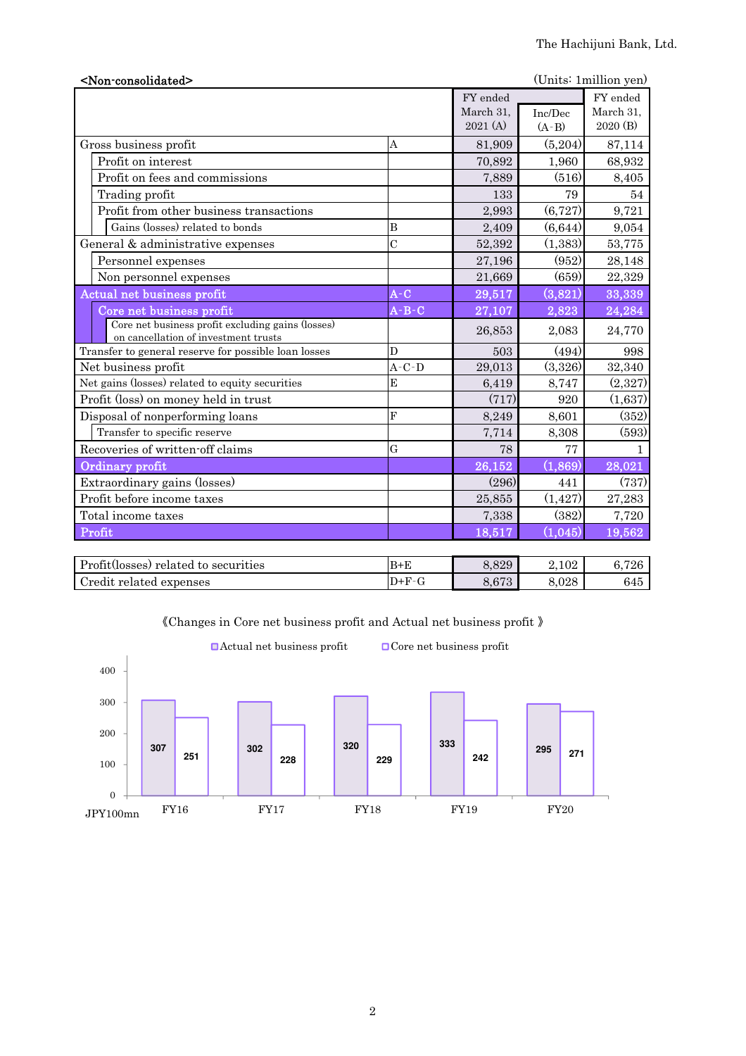**<Non-consolidated>** (Units: 1million yen)

| | | FY ended March 31, 2021 (A) | Inc/Dec (A-B) | FY ended March 31, 2020 (B) |
|---|---|---|---|---|
| Gross business profit | A | 81,909 | (5,204) | 87,114 |
| Profit on interest | | 70,892 | 1,960 | 68,932 |
| Profit on fees and commissions | | 7,889 | (516) | 8,405 |
| Trading profit | | 133 | 79 | 54 |
| Profit from other business transactions | | 2,993 | (6,727) | 9,721 |
| Gains (losses) related to bonds | B | 2,409 | (6,644) | 9,054 |
| General & administrative expenses | C | 52,392 | (1,383) | 53,775 |
| Personnel expenses | | 27,196 | (952) | 28,148 |
| Non personnel expenses | | 21,669 | (659) | 22,329 |
| Actual net business profit | A-C | 29,517 | (3,821) | 33,339 |
| Core net business profit | A-B-C | 27,107 | 2,823 | 24,284 |
| Core net business profit excluding gains (losses) on cancellation of investment trusts | | 26,853 | 2,083 | 24,770 |
| Transfer to general reserve for possible loan losses | D | 503 | (494) | 998 |
| Net business profit | A-C-D | 29,013 | (3,326) | 32,340 |
| Net gains (losses) related to equity securities | E | 6,419 | 8,747 | (2,327) |
| Profit (loss) on money held in trust | | (717) | 920 | (1,637) |
| Disposal of nonperforming loans | F | 8,249 | 8,601 | (352) |
| Transfer to specific reserve | | 7,714 | 8,308 | (593) |
| Recoveries of written-off claims | G | 78 | 77 | 1 |
| Ordinary profit | | 26,152 | (1,869) | 28,021 |
| Extraordinary gains (losses) | | (296) | 441 | (737) |
| Profit before income taxes | | 25,855 | (1,427) | 27,283 |
| Total income taxes | | 7,338 | (382) | 7,720 |
| Profit | | 18,517 | (1,045) | 19,562 |

| | | | | |
|---|---|---|---|---|
| Profit(losses) related to securities | B+E | 8,829 | 2,102 | 6,726 |
| Credit related expenses | D+F-G | 8,673 | 8,028 | 645 |

《Changes in Core net business profit and Actual net business profit 》

(JPY100mn)

| | FY16 | FY17 | FY18 | FY19 | FY20 |
|---|---|---|---|---|---|
| Actual net business profit | 307 | 302 | 320 | 333 | 295 |
| Core net business profit | 251 | 228 | 229 | 242 | 271 |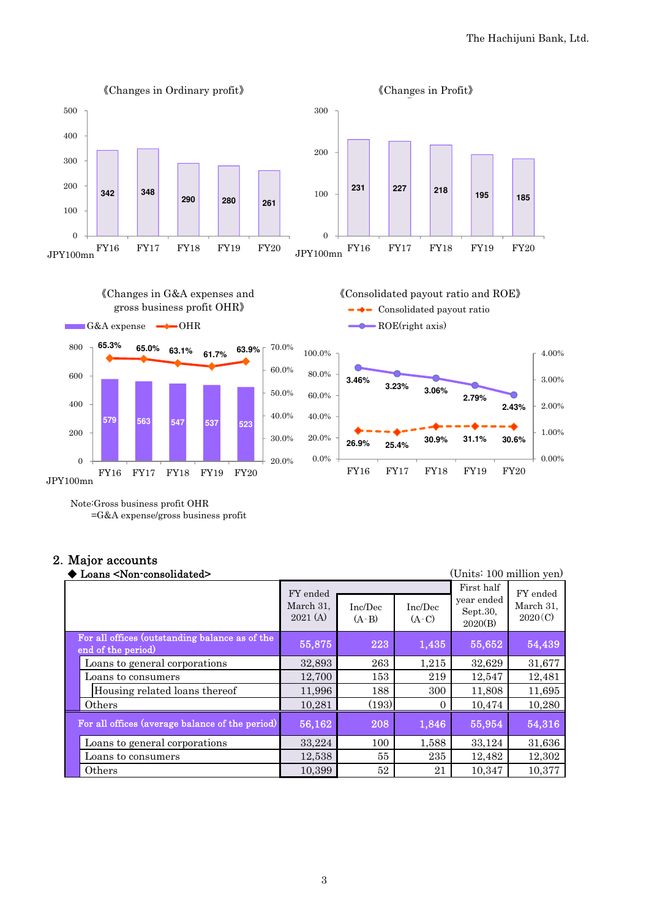《Changes in Ordinary profit》

| | FY16 | FY17 | FY18 | FY19 | FY20 |
|---|---|---|---|---|---|
| JPY100mn | 342 | 348 | 290 | 280 | 261 |

《Changes in Profit》

| | FY16 | FY17 | FY18 | FY19 | FY20 |
|---|---|---|---|---|---|
| JPY100mn | 231 | 227 | 218 | 195 | 185 |

《Changes in G&A expenses and gross business profit OHR》

| | FY16 | FY17 | FY18 | FY19 | FY20 |
|---|---|---|---|---|---|
| G&A expense (JPY100mn) | 579 | 563 | 547 | 537 | 523 |
| OHR | 65.3% | 65.0% | 63.1% | 61.7% | 63.9% |

Note:Gross business profit OHR
=G&A expense/gross business profit

《Consolidated payout ratio and ROE》

| | FY16 | FY17 | FY18 | FY19 | FY20 |
|---|---|---|---|---|---|
| Consolidated payout ratio | 26.9% | 25.4% | 30.9% | 31.1% | 30.6% |
| ROE(right axis) | 3.46% | 3.23% | 3.06% | 2.79% | 2.43% |

## 2. Major accounts

◆ Loans <Non-consolidated>

(Units: 100 million yen)

| | FY ended March 31, 2021 (A) | Inc/Dec (A-B) | Inc/Dec (A-C) | First half year ended Sept.30, 2020(B) | FY ended March 31, 2020(C) |
|---|---|---|---|---|---|
| **For all offices (outstanding balance as of the end of the period)** | **55,875** | **223** | **1,435** | **55,652** | **54,439** |
| Loans to general corporations | 32,893 | 263 | 1,215 | 32,629 | 31,677 |
| Loans to consumers | 12,700 | 153 | 219 | 12,547 | 12,481 |
| Housing related loans thereof | 11,996 | 188 | 300 | 11,808 | 11,695 |
| Others | 10,281 | (193) | 0 | 10,474 | 10,280 |
| **For all offices (average balance of the period)** | **56,162** | **208** | **1,846** | **55,954** | **54,316** |
| Loans to general corporations | 33,224 | 100 | 1,588 | 33,124 | 31,636 |
| Loans to consumers | 12,538 | 55 | 235 | 12,482 | 12,302 |
| Others | 10,399 | 52 | 21 | 10,347 | 10,377 |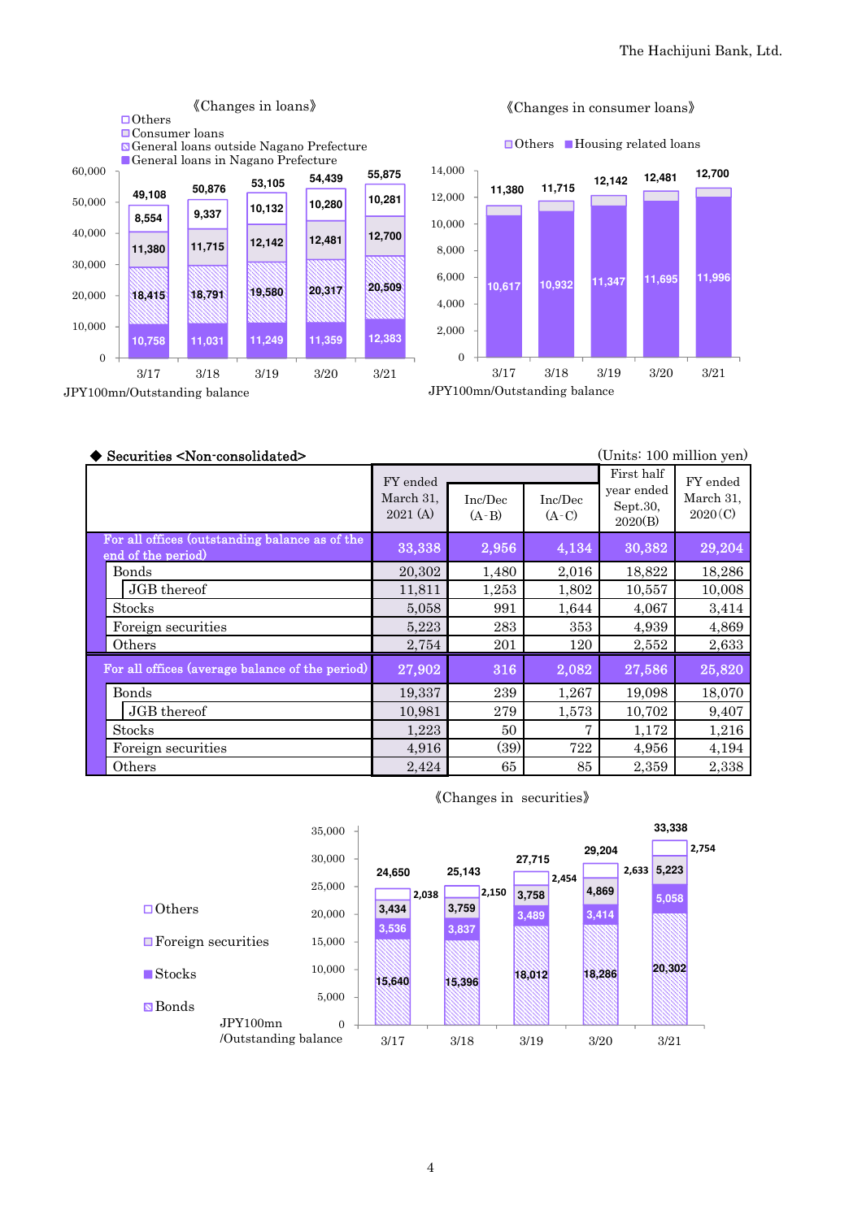《Changes in loans》

- Others
- Consumer loans
- General loans outside Nagano Prefecture
- General loans in Nagano Prefecture

| | 3/17 | 3/18 | 3/19 | 3/20 | 3/21 |
|---|---|---|---|---|---|
| Total | 49,108 | 50,876 | 53,105 | 54,439 | 55,875 |
| Others | 8,554 | 9,337 | 10,132 | 10,280 | 10,281 |
| Consumer loans | 11,380 | 11,715 | 12,142 | 12,481 | 12,700 |
| General loans outside Nagano Prefecture | 18,415 | 18,791 | 19,580 | 20,317 | 20,509 |
| General loans in Nagano Prefecture | 10,758 | 11,031 | 11,249 | 11,359 | 12,383 |

JPY100mn/Outstanding balance

《Changes in consumer loans》

- Others
- Housing related loans

| | 3/17 | 3/18 | 3/19 | 3/20 | 3/21 |
|---|---|---|---|---|---|
| Total | 11,380 | 11,715 | 12,142 | 12,481 | 12,700 |
| Housing related loans | 10,617 | 10,932 | 11,347 | 11,695 | 11,996 |

JPY100mn/Outstanding balance

◆ Securities <Non-consolidated>

(Units: 100 million yen)

| | FY ended March 31, 2021 (A) | Inc/Dec (A-B) | Inc/Dec (A-C) | First half year ended Sept.30, 2020(B) | FY ended March 31, 2020(C) |
|---|---|---|---|---|---|
| For all offices (outstanding balance as of the end of the period) | 33,338 | 2,956 | 4,134 | 30,382 | 29,204 |
| Bonds | 20,302 | 1,480 | 2,016 | 18,822 | 18,286 |
| JGB thereof | 11,811 | 1,253 | 1,802 | 10,557 | 10,008 |
| Stocks | 5,058 | 991 | 1,644 | 4,067 | 3,414 |
| Foreign securities | 5,223 | 283 | 353 | 4,939 | 4,869 |
| Others | 2,754 | 201 | 120 | 2,552 | 2,633 |
| For all offices (average balance of the period) | 27,902 | 316 | 2,082 | 27,586 | 25,820 |
| Bonds | 19,337 | 239 | 1,267 | 19,098 | 18,070 |
| JGB thereof | 10,981 | 279 | 1,573 | 10,702 | 9,407 |
| Stocks | 1,223 | 50 | 7 | 1,172 | 1,216 |
| Foreign securities | 4,916 | (39) | 722 | 4,956 | 4,194 |
| Others | 2,424 | 65 | 85 | 2,359 | 2,338 |

《Changes in securities》

- Others
- Foreign securities
- Stocks
- Bonds

| | 3/17 | 3/18 | 3/19 | 3/20 | 3/21 |
|---|---|---|---|---|---|
| Total | 24,650 | 25,143 | 27,715 | 29,204 | 33,338 |
| Others | 2,038 | 2,150 | 2,454 | 2,633 | 2,754 |
| Foreign securities | 3,434 | 3,759 | 3,758 | 4,869 | 5,223 |
| Stocks | 3,536 | 3,837 | 3,489 | 3,414 | 5,058 |
| Bonds | 15,640 | 15,396 | 18,012 | 18,286 | 20,302 |

JPY100mn /Outstanding balance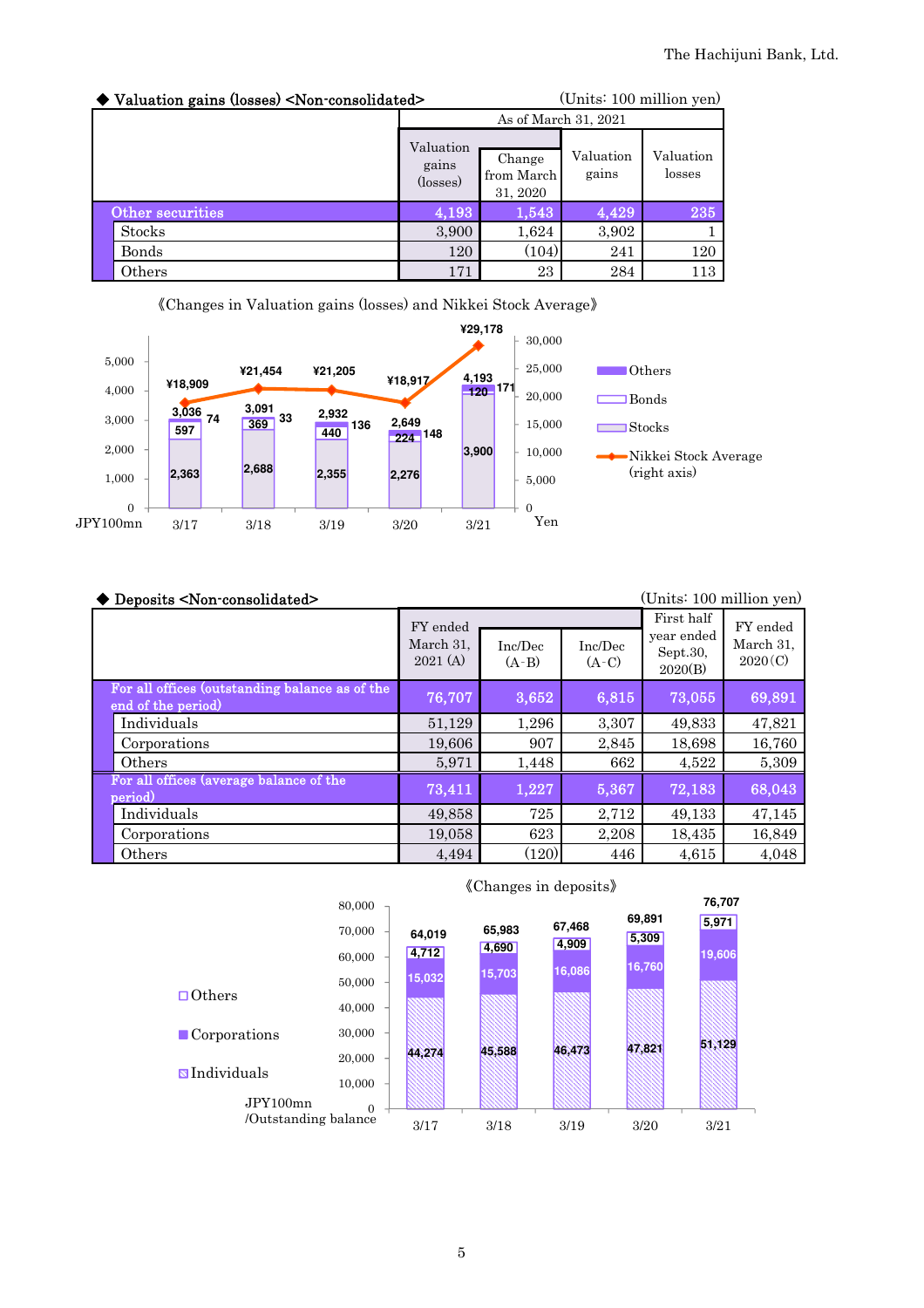◆ Valuation gains (losses) <Non-consolidated>

(Units: 100 million yen)

| | As of March 31, 2021 | | | |
|---|---|---|---|---|
| | Valuation gains (losses) | Change from March 31, 2020 | Valuation gains | Valuation losses |
| Other securities | 4,193 | 1,543 | 4,429 | 235 |
| Stocks | 3,900 | 1,624 | 3,902 | 1 |
| Bonds | 120 | (104) | 241 | 120 |
| Others | 171 | 23 | 284 | 113 |

《Changes in Valuation gains (losses) and Nikkei Stock Average》

| JPY100mn | 3/17 | 3/18 | 3/19 | 3/20 | 3/21 |
|---|---|---|---|---|---|
| Stocks | 2,363 | 2,688 | 2,355 | 2,276 | 3,900 |
| Bonds | 597 | 369 | 440 | 224 | 120 |
| Others | 74 | 33 | 136 | 148 | 171 |
| Total | 3,036 | 3,091 | 2,932 | 2,649 | 4,193 |
| Nikkei Stock Average (right axis, Yen) | ¥18,909 | ¥21,454 | ¥21,205 | ¥18,917 | ¥29,178 |

◆ Deposits <Non-consolidated>

(Units: 100 million yen)

| | FY ended March 31, 2021 (A) | Inc/Dec (A-B) | Inc/Dec (A-C) | First half year ended Sept.30, 2020(B) | FY ended March 31, 2020(C) |
|---|---|---|---|---|---|
| For all offices (outstanding balance as of the end of the period) | 76,707 | 3,652 | 6,815 | 73,055 | 69,891 |
| Individuals | 51,129 | 1,296 | 3,307 | 49,833 | 47,821 |
| Corporations | 19,606 | 907 | 2,845 | 18,698 | 16,760 |
| Others | 5,971 | 1,448 | 662 | 4,522 | 5,309 |
| For all offices (average balance of the period) | 73,411 | 1,227 | 5,367 | 72,183 | 68,043 |
| Individuals | 49,858 | 725 | 2,712 | 49,133 | 47,145 |
| Corporations | 19,058 | 623 | 2,208 | 18,435 | 16,849 |
| Others | 4,494 | (120) | 446 | 4,615 | 4,048 |

《Changes in deposits》

| JPY100mn /Outstanding balance | 3/17 | 3/18 | 3/19 | 3/20 | 3/21 |
|---|---|---|---|---|---|
| Individuals | 44,274 | 45,588 | 46,473 | 47,821 | 51,129 |
| Corporations | 15,032 | 15,703 | 16,086 | 16,760 | 19,606 |
| Others | 4,712 | 4,690 | 4,909 | 5,309 | 5,971 |
| Total | 64,019 | 65,983 | 67,468 | 69,891 | 76,707 |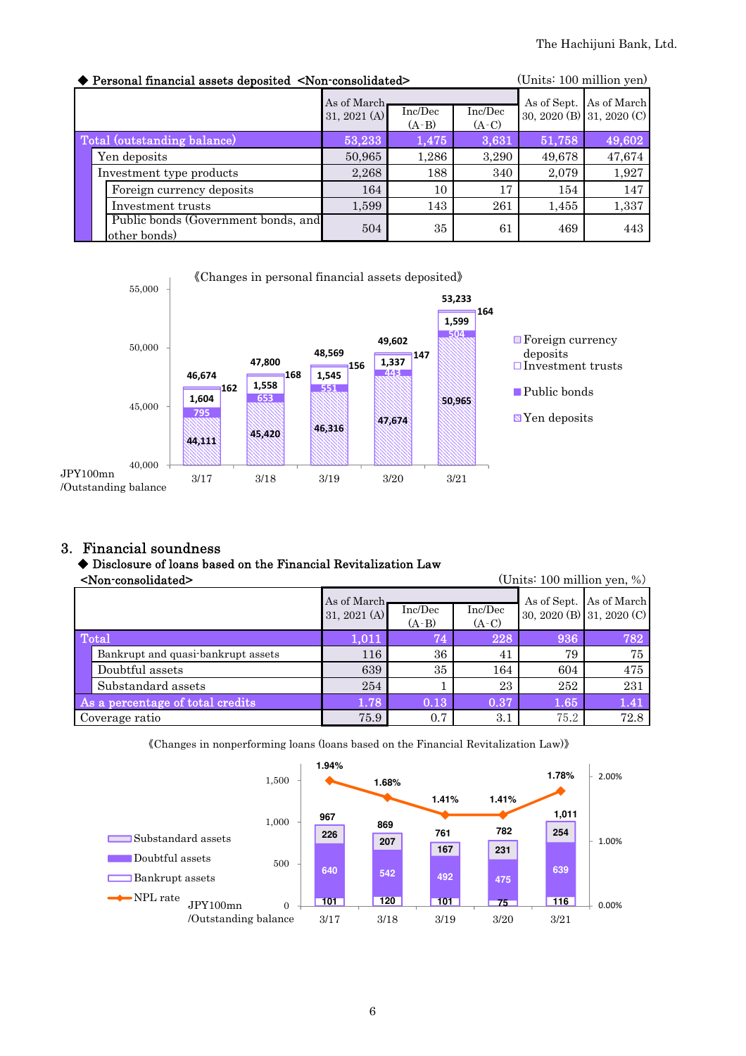◆ **Personal financial assets deposited <Non-consolidated>** (Units: 100 million yen)

| | As of March 31, 2021 (A) | Inc/Dec (A-B) | Inc/Dec (A-C) | As of Sept. 30, 2020 (B) | As of March 31, 2020 (C) |
|---|---|---|---|---|---|
| Total (outstanding balance) | 53,233 | 1,475 | 3,631 | 51,758 | 49,602 |
| Yen deposits | 50,965 | 1,286 | 3,290 | 49,678 | 47,674 |
| Investment type products | 2,268 | 188 | 340 | 2,079 | 1,927 |
| Foreign currency deposits | 164 | 10 | 17 | 154 | 147 |
| Investment trusts | 1,599 | 143 | 261 | 1,455 | 1,337 |
| Public bonds (Government bonds, and other bonds) | 504 | 35 | 61 | 469 | 443 |

《Changes in personal financial assets deposited》

| JPY100mn /Outstanding balance | 3/17 | 3/18 | 3/19 | 3/20 | 3/21 |
|---|---|---|---|---|---|
| Total | 46,674 | 47,800 | 48,569 | 49,602 | 53,233 |
| Foreign currency deposits | 162 | 168 | 156 | 147 | 164 |
| Investment trusts | 1,604 | 1,558 | 1,545 | 1,337 | 1,599 |
| Public bonds | 795 | 653 | 551 | 443 | 504 |
| Yen deposits | 44,111 | 45,420 | 46,316 | 47,674 | 50,965 |

## 3. Financial soundness

◆ **Disclosure of loans based on the Financial Revitalization Law <Non-consolidated>** (Units: 100 million yen, %)

| | As of March 31, 2021 (A) | Inc/Dec (A-B) | Inc/Dec (A-C) | As of Sept. 30, 2020 (B) | As of March 31, 2020 (C) |
|---|---|---|---|---|---|
| Total | 1,011 | 74 | 228 | 936 | 782 |
| Bankrupt and quasi-bankrupt assets | 116 | 36 | 41 | 79 | 75 |
| Doubtful assets | 639 | 35 | 164 | 604 | 475 |
| Substandard assets | 254 | 1 | 23 | 252 | 231 |
| As a percentage of total credits | 1.78 | 0.13 | 0.37 | 1.65 | 1.41 |
| Coverage ratio | 75.9 | 0.7 | 3.1 | 75.2 | 72.8 |

《Changes in nonperforming loans (loans based on the Financial Revitalization Law)》

| JPY100mn /Outstanding balance | 3/17 | 3/18 | 3/19 | 3/20 | 3/21 |
|---|---|---|---|---|---|
| Total | 967 | 869 | 761 | 782 | 1,011 |
| Substandard assets | 226 | 207 | 167 | 231 | 254 |
| Doubtful assets | 640 | 542 | 492 | 475 | 639 |
| Bankrupt assets | 101 | 120 | 101 | 75 | 116 |
| NPL rate | 1.94% | 1.68% | 1.41% | 1.41% | 1.78% |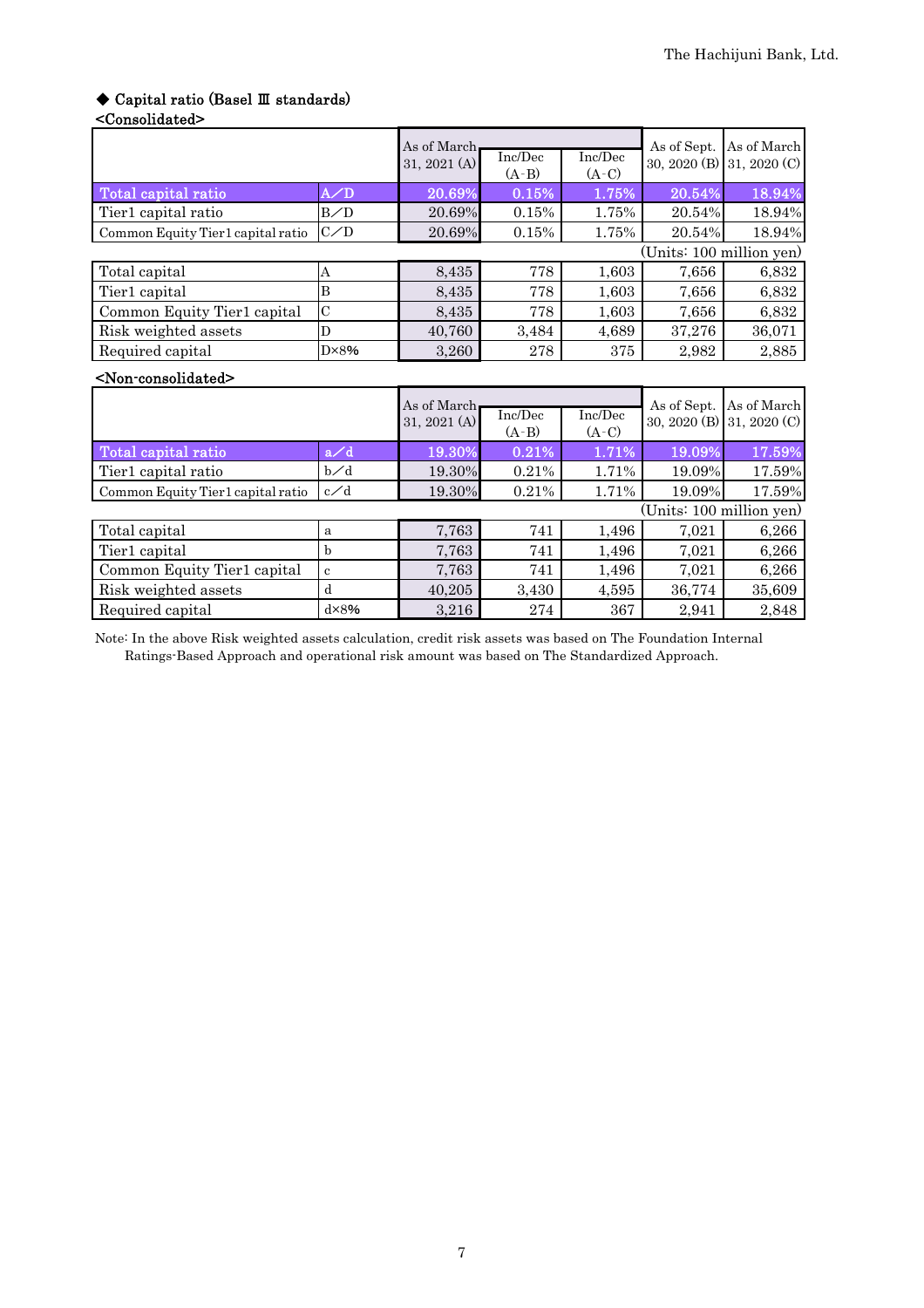### ◆ Capital ratio (Basel Ⅲ standards)

**<Consolidated>**

| | | As of March 31, 2021 (A) | Inc/Dec (A-B) | Inc/Dec (A-C) | As of Sept. 30, 2020 (B) | As of March 31, 2020 (C) |
|---|---|---|---|---|---|---|
| Total capital ratio | A／D | 20.69% | 0.15% | 1.75% | 20.54% | 18.94% |
| Tier1 capital ratio | B／D | 20.69% | 0.15% | 1.75% | 20.54% | 18.94% |
| Common Equity Tier1 capital ratio | C／D | 20.69% | 0.15% | 1.75% | 20.54% | 18.94% |

(Units: 100 million yen)

| | | As of March 31, 2021 (A) | Inc/Dec (A-B) | Inc/Dec (A-C) | As of Sept. 30, 2020 (B) | As of March 31, 2020 (C) |
|---|---|---|---|---|---|---|
| Total capital | A | 8,435 | 778 | 1,603 | 7,656 | 6,832 |
| Tier1 capital | B | 8,435 | 778 | 1,603 | 7,656 | 6,832 |
| Common Equity Tier1 capital | C | 8,435 | 778 | 1,603 | 7,656 | 6,832 |
| Risk weighted assets | D | 40,760 | 3,484 | 4,689 | 37,276 | 36,071 |
| Required capital | D×8% | 3,260 | 278 | 375 | 2,982 | 2,885 |

**<Non-consolidated>**

| | | As of March 31, 2021 (A) | Inc/Dec (A-B) | Inc/Dec (A-C) | As of Sept. 30, 2020 (B) | As of March 31, 2020 (C) |
|---|---|---|---|---|---|---|
| Total capital ratio | a／d | 19.30% | 0.21% | 1.71% | 19.09% | 17.59% |
| Tier1 capital ratio | b／d | 19.30% | 0.21% | 1.71% | 19.09% | 17.59% |
| Common Equity Tier1 capital ratio | c／d | 19.30% | 0.21% | 1.71% | 19.09% | 17.59% |

(Units: 100 million yen)

| | | As of March 31, 2021 (A) | Inc/Dec (A-B) | Inc/Dec (A-C) | As of Sept. 30, 2020 (B) | As of March 31, 2020 (C) |
|---|---|---|---|---|---|---|
| Total capital | a | 7,763 | 741 | 1,496 | 7,021 | 6,266 |
| Tier1 capital | b | 7,763 | 741 | 1,496 | 7,021 | 6,266 |
| Common Equity Tier1 capital | c | 7,763 | 741 | 1,496 | 7,021 | 6,266 |
| Risk weighted assets | d | 40,205 | 3,430 | 4,595 | 36,774 | 35,609 |
| Required capital | d×8% | 3,216 | 274 | 367 | 2,941 | 2,848 |

Note: In the above Risk weighted assets calculation, credit risk assets was based on The Foundation Internal Ratings-Based Approach and operational risk amount was based on The Standardized Approach.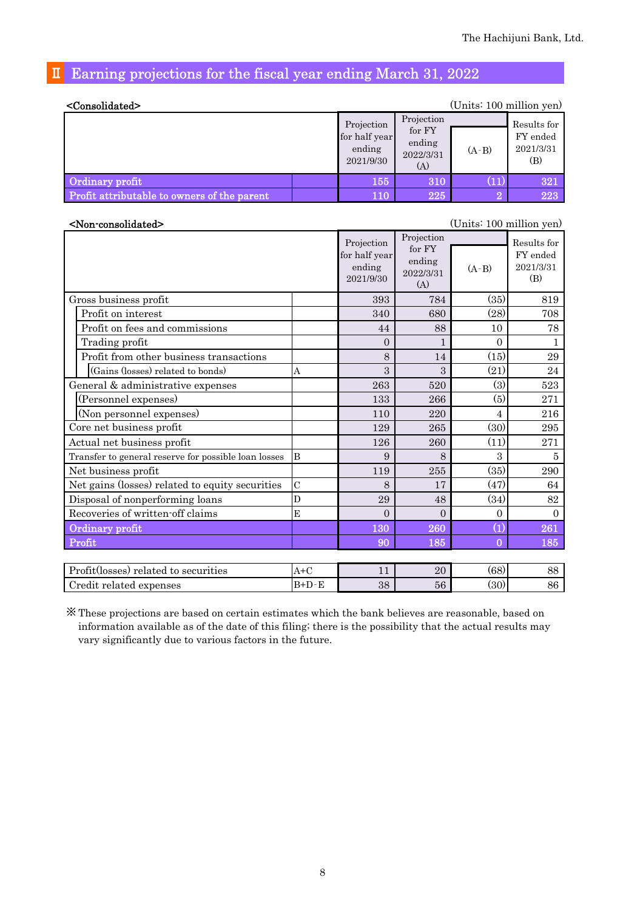## Ⅱ Earning projections for the fiscal year ending March 31, 2022

<Consolidated>

(Units: 100 million yen)

| | | Projection for half year ending 2021/9/30 | Projection for FY ending 2022/3/31 (A) | (A-B) | Results for FY ended 2021/3/31 (B) |
|---|---|---|---|---|---|
| Ordinary profit | | 155 | 310 | (11) | 321 |
| Profit attributable to owners of the parent | | 110 | 225 | 2 | 223 |

<Non-consolidated>

(Units: 100 million yen)

| | | Projection for half year ending 2021/9/30 | Projection for FY ending 2022/3/31 (A) | (A-B) | Results for FY ended 2021/3/31 (B) |
|---|---|---|---|---|---|
| Gross business profit | | 393 | 784 | (35) | 819 |
| Profit on interest | | 340 | 680 | (28) | 708 |
| Profit on fees and commissions | | 44 | 88 | 10 | 78 |
| Trading profit | | 0 | 1 | 0 | 1 |
| Profit from other business transactions | | 8 | 14 | (15) | 29 |
| (Gains (losses) related to bonds) | A | 3 | 3 | (21) | 24 |
| General & administrative expenses | | 263 | 520 | (3) | 523 |
| (Personnel expenses) | | 133 | 266 | (5) | 271 |
| (Non personnel expenses) | | 110 | 220 | 4 | 216 |
| Core net business profit | | 129 | 265 | (30) | 295 |
| Actual net business profit | | 126 | 260 | (11) | 271 |
| Transfer to general reserve for possible loan losses | B | 9 | 8 | 3 | 5 |
| Net business profit | | 119 | 255 | (35) | 290 |
| Net gains (losses) related to equity securities | C | 8 | 17 | (47) | 64 |
| Disposal of nonperforming loans | D | 29 | 48 | (34) | 82 |
| Recoveries of written-off claims | E | 0 | 0 | 0 | 0 |
| Ordinary profit | | 130 | 260 | (1) | 261 |
| Profit | | 90 | 185 | 0 | 185 |

| | | | | | |
|---|---|---|---|---|---|
| Profit(losses) related to securities | A+C | 11 | 20 | (68) | 88 |
| Credit related expenses | B+D-E | 38 | 56 | (30) | 86 |

※ These projections are based on certain estimates which the bank believes are reasonable, based on information available as of the date of this filing; there is the possibility that the actual results may vary significantly due to various factors in the future.